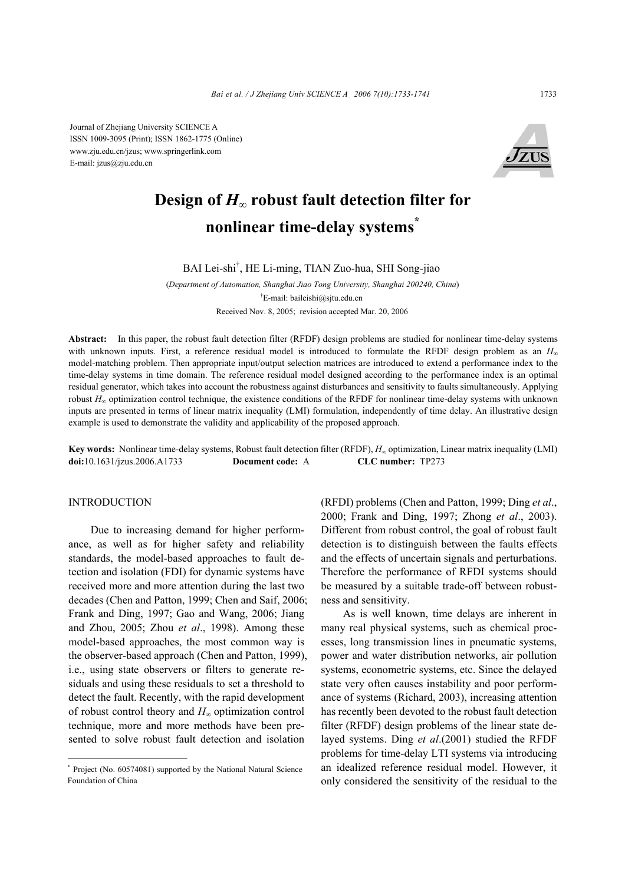Journal of Zhejiang University SCIENCE A
ISSN 1009-3095 (Print); ISSN 1862-1775 (Online)
www.zju.edu.cn/jzus; www.springerlink.com
E-mail: jzus@zju.edu.cn

# Design of $H_\infty$ robust fault detection filter for nonlinear time-delay systems*

BAI Lei-shi†, HE Li-ming, TIAN Zuo-hua, SHI Song-jiao

(*Department of Automation, Shanghai Jiao Tong University, Shanghai 200240, China*)

†E-mail: baileishi@sjtu.edu.cn

Received Nov. 8, 2005; revision accepted Mar. 20, 2006

**Abstract:** In this paper, the robust fault detection filter (RFDF) design problems are studied for nonlinear time-delay systems with unknown inputs. First, a reference residual model is introduced to formulate the RFDF design problem as an $H_\infty$ model-matching problem. Then appropriate input/output selection matrices are introduced to extend a performance index to the time-delay systems in time domain. The reference residual model designed according to the performance index is an optimal residual generator, which takes into account the robustness against disturbances and sensitivity to faults simultaneously. Applying robust $H_\infty$ optimization control technique, the existence conditions of the RFDF for nonlinear time-delay systems with unknown inputs are presented in terms of linear matrix inequality (LMI) formulation, independently of time delay. An illustrative design example is used to demonstrate the validity and applicability of the proposed approach.

**Key words:** Nonlinear time-delay systems, Robust fault detection filter (RFDF), $H_\infty$ optimization, Linear matrix inequality (LMI)
**doi:**10.1631/jzus.2006.A1733 **Document code:** A **CLC number:** TP273

## INTRODUCTION

Due to increasing demand for higher performance, as well as for higher safety and reliability standards, the model-based approaches to fault detection and isolation (FDI) for dynamic systems have received more and more attention during the last two decades (Chen and Patton, 1999; Chen and Saif, 2006; Frank and Ding, 1997; Gao and Wang, 2006; Jiang and Zhou, 2005; Zhou *et al*., 1998). Among these model-based approaches, the most common way is the observer-based approach (Chen and Patton, 1999), i.e., using state observers or filters to generate residuals and using these residuals to set a threshold to detect the fault. Recently, with the rapid development of robust control theory and $H_\infty$ optimization control technique, more and more methods have been presented to solve robust fault detection and isolation (RFDI) problems (Chen and Patton, 1999; Ding *et al*., 2000; Frank and Ding, 1997; Zhong *et al*., 2003). Different from robust control, the goal of robust fault detection is to distinguish between the faults effects and the effects of uncertain signals and perturbations. Therefore the performance of RFDI systems should be measured by a suitable trade-off between robustness and sensitivity.

As is well known, time delays are inherent in many real physical systems, such as chemical processes, long transmission lines in pneumatic systems, power and water distribution networks, air pollution systems, econometric systems, etc. Since the delayed state very often causes instability and poor performance of systems (Richard, 2003), increasing attention has recently been devoted to the robust fault detection filter (RFDF) design problems of the linear state delayed systems. Ding *et al*.(2001) studied the RFDF problems for time-delay LTI systems via introducing an idealized reference residual model. However, it only considered the sensitivity of the residual to the

\* Project (No. 60574081) supported by the National Natural Science Foundation of China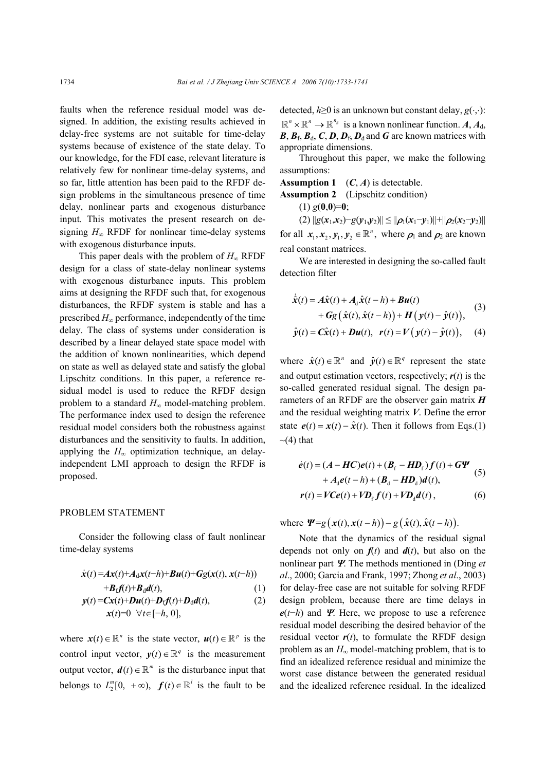faults when the reference residual model was designed. In addition, the existing results achieved in delay-free systems are not suitable for time-delay systems because of existence of the state delay. To our knowledge, for the FDI case, relevant literature is relatively few for nonlinear time-delay systems, and so far, little attention has been paid to the RFDF design problems in the simultaneous presence of time delay, nonlinear parts and exogenous disturbance input. This motivates the present research on designing $H_\infty$ RFDF for nonlinear time-delay systems with exogenous disturbance inputs.

This paper deals with the problem of $H_\infty$ RFDF design for a class of state-delay nonlinear systems with exogenous disturbance inputs. This problem aims at designing the RFDF such that, for exogenous disturbances, the RFDF system is stable and has a prescribed $H_\infty$ performance, independently of the time delay. The class of systems under consideration is described by a linear delayed state space model with the addition of known nonlinearities, which depend on state as well as delayed state and satisfy the global Lipschitz conditions. In this paper, a reference residual model is used to reduce the RFDF design problem to a standard $H_\infty$ model-matching problem. The performance index used to design the reference residual model considers both the robustness against disturbances and the sensitivity to faults. In addition, applying the $H_\infty$ optimization technique, an delay-independent LMI approach to design the RFDF is proposed.

## PROBLEM STATEMENT

Consider the following class of fault nonlinear time-delay systems

$$\dot{\boldsymbol{x}}(t) = \boldsymbol{A}\boldsymbol{x}(t)+\boldsymbol{A}_{\mathrm{d}}\boldsymbol{x}(t-h)+\boldsymbol{B}\boldsymbol{u}(t)+\boldsymbol{G}g(\boldsymbol{x}(t), \boldsymbol{x}(t-h)) + \boldsymbol{B}_{\mathrm{f}}\boldsymbol{f}(t)+\boldsymbol{B}_{\mathrm{d}}\boldsymbol{d}(t), \tag{1}$$

$$\boldsymbol{y}(t) = \boldsymbol{C}\boldsymbol{x}(t)+\boldsymbol{D}\boldsymbol{u}(t)+\boldsymbol{D}_{\mathrm{f}}\boldsymbol{f}(t)+\boldsymbol{D}_{\mathrm{d}}\boldsymbol{d}(t), \tag{2}$$

$$\boldsymbol{x}(t)=0 \quad \forall t\in[-h, 0],$$

where $\boldsymbol{x}(t)\in\mathbb{R}^n$ is the state vector, $\boldsymbol{u}(t)\in\mathbb{R}^p$ is the control input vector, $\boldsymbol{y}(t)\in\mathbb{R}^q$ is the measurement output vector, $\boldsymbol{d}(t)\in\mathbb{R}^m$ is the disturbance input that belongs to $L_2^m[0, +\infty)$, $\boldsymbol{f}(t)\in\mathbb{R}^l$ is the fault to be detected, $h\geq 0$ is an unknown but constant delay, $g(\cdot,\cdot)$: $\mathbb{R}^n\times\mathbb{R}^n\rightarrow\mathbb{R}^{n_g}$ is a known nonlinear function. $\boldsymbol{A}$, $\boldsymbol{A}_{\mathrm{d}}$, $\boldsymbol{B}$, $\boldsymbol{B}_{\mathrm{f}}$, $\boldsymbol{B}_{\mathrm{d}}$, $\boldsymbol{C}$, $\boldsymbol{D}$, $\boldsymbol{D}_{\mathrm{f}}$, $\boldsymbol{D}_{\mathrm{d}}$ and $\boldsymbol{G}$ are known matrices with appropriate dimensions.

Throughout this paper, we make the following assumptions:

**Assumption 1** $(\boldsymbol{C}, \boldsymbol{A})$ is detectable.

**Assumption 2** (Lipschitz condition)

(1) $g(\boldsymbol{0},\boldsymbol{0})=\boldsymbol{0}$;

(2) $\|g(\boldsymbol{x}_1,\boldsymbol{x}_2)-g(\boldsymbol{y}_1,\boldsymbol{y}_2)\| \leq \|\boldsymbol{\rho}_1(\boldsymbol{x}_1-\boldsymbol{y}_1)\|+\|\boldsymbol{\rho}_2(\boldsymbol{x}_2-\boldsymbol{y}_2)\|$

for all $\boldsymbol{x}_1, \boldsymbol{x}_2, \boldsymbol{y}_1, \boldsymbol{y}_2\in\mathbb{R}^n$, where $\boldsymbol{\rho}_1$ and $\boldsymbol{\rho}_2$ are known real constant matrices.

We are interested in designing the so-called fault detection filter

$$\begin{aligned}\dot{\hat{\boldsymbol{x}}}(t) &= \boldsymbol{A}\hat{\boldsymbol{x}}(t)+\boldsymbol{A}_{\mathrm{d}}\hat{\boldsymbol{x}}(t-h)+\boldsymbol{B}\boldsymbol{u}(t)\\ &\quad +\boldsymbol{G}g\left(\hat{\boldsymbol{x}}(t), \hat{\boldsymbol{x}}(t-h)\right)+\boldsymbol{H}\left(\boldsymbol{y}(t)-\hat{\boldsymbol{y}}(t)\right),\end{aligned} \tag{3}$$

$$\hat{\boldsymbol{y}}(t) = \boldsymbol{C}\hat{\boldsymbol{x}}(t)+\boldsymbol{D}\boldsymbol{u}(t), \quad \boldsymbol{r}(t)=\boldsymbol{V}\left(\boldsymbol{y}(t)-\hat{\boldsymbol{y}}(t)\right), \tag{4}$$

where $\hat{\boldsymbol{x}}(t)\in\mathbb{R}^n$ and $\hat{\boldsymbol{y}}(t)\in\mathbb{R}^q$ represent the state and output estimation vectors, respectively; $\boldsymbol{r}(t)$ is the so-called generated residual signal. The design parameters of an RFDF are the observer gain matrix $\boldsymbol{H}$ and the residual weighting matrix $\boldsymbol{V}$. Define the error state $\boldsymbol{e}(t)=\boldsymbol{x}(t)-\hat{\boldsymbol{x}}(t)$. Then it follows from Eqs.(1) ~(4) that

$$\begin{aligned}\dot{\boldsymbol{e}}(t) &= (\boldsymbol{A}-\boldsymbol{H}\boldsymbol{C})\boldsymbol{e}(t)+(\boldsymbol{B}_{\mathrm{f}}-\boldsymbol{H}\boldsymbol{D}_{\mathrm{f}})\boldsymbol{f}(t)+\boldsymbol{G}\boldsymbol{\Psi}\\ &\quad +\boldsymbol{A}_{\mathrm{d}}\boldsymbol{e}(t-h)+(\boldsymbol{B}_{\mathrm{d}}-\boldsymbol{H}\boldsymbol{D}_{\mathrm{d}})\boldsymbol{d}(t),\end{aligned} \tag{5}$$

$$\boldsymbol{r}(t)=\boldsymbol{V}\boldsymbol{C}\boldsymbol{e}(t)+\boldsymbol{V}\boldsymbol{D}_{\mathrm{f}}\boldsymbol{f}(t)+\boldsymbol{V}\boldsymbol{D}_{\mathrm{d}}\boldsymbol{d}(t), \tag{6}$$

where $\boldsymbol{\Psi}=g\left(\boldsymbol{x}(t), \boldsymbol{x}(t-h)\right)-g\left(\hat{\boldsymbol{x}}(t), \hat{\boldsymbol{x}}(t-h)\right)$.

Note that the dynamics of the residual signal depends not only on $\boldsymbol{f}(t)$ and $\boldsymbol{d}(t)$, but also on the nonlinear part $\boldsymbol{\Psi}$. The methods mentioned in (Ding *et al*., 2000; Garcia and Frank, 1997; Zhong *et al*., 2003) for delay-free case are not suitable for solving RFDF design problem, because there are time delays in $\boldsymbol{e}(t-h)$ and $\boldsymbol{\Psi}$. Here, we propose to use a reference residual model describing the desired behavior of the residual vector $\boldsymbol{r}(t)$, to formulate the RFDF design problem as an $H_\infty$ model-matching problem, that is to find an idealized reference residual and minimize the worst case distance between the generated residual and the idealized reference residual. In the idealized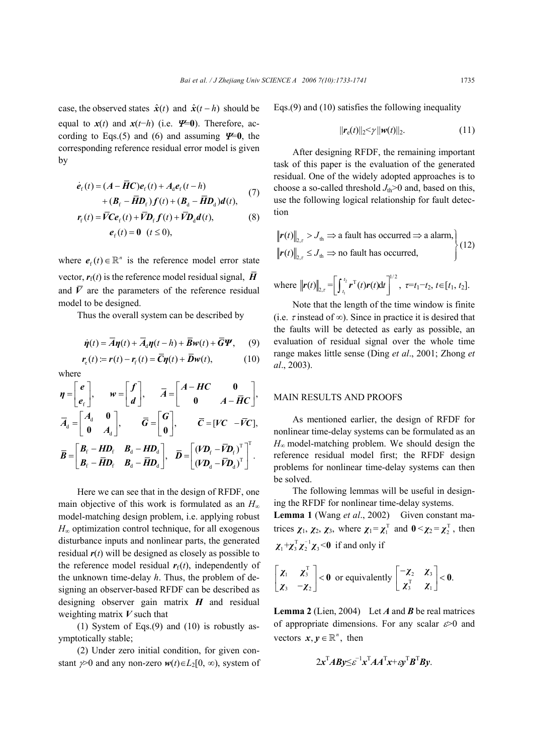case, the observed states $\hat{x}(t)$ and $\hat{x}(t-h)$ should be equal to $x(t)$ and $x(t-h)$ (i.e. $\boldsymbol{\Psi}=\mathbf{0}$). Therefore, according to Eqs.(5) and (6) and assuming $\boldsymbol{\Psi}=\mathbf{0}$, the corresponding reference residual error model is given by

$$\begin{aligned}\dot{\boldsymbol{e}}_{\mathrm{f}}(t) &= (\boldsymbol{A}-\bar{\boldsymbol{H}}\boldsymbol{C})\boldsymbol{e}_{\mathrm{f}}(t)+\boldsymbol{A}_{\mathrm{d}}\boldsymbol{e}_{\mathrm{f}}(t-h)\\ &\quad+(\boldsymbol{B}_{\mathrm{f}}-\bar{\boldsymbol{H}}\boldsymbol{D}_{\mathrm{f}})\boldsymbol{f}(t)+(\boldsymbol{B}_{\mathrm{d}}-\bar{\boldsymbol{H}}\boldsymbol{D}_{\mathrm{d}})\boldsymbol{d}(t),\end{aligned}\tag{7}$$

$$\boldsymbol{r}_{\mathrm{f}}(t)=\bar{\boldsymbol{V}}\boldsymbol{C}\boldsymbol{e}_{\mathrm{f}}(t)+\bar{\boldsymbol{V}}\boldsymbol{D}_{\mathrm{f}}\boldsymbol{f}(t)+\bar{\boldsymbol{V}}\boldsymbol{D}_{\mathrm{d}}\boldsymbol{d}(t),\tag{8}$$

$$\boldsymbol{e}_{\mathrm{f}}(t)=\mathbf{0}\quad(t\le 0),$$

where $\boldsymbol{e}_{\mathrm{f}}(t)\in\mathbb{R}^n$ is the reference model error state vector, $\boldsymbol{r}_{\mathrm{f}}(t)$ is the reference model residual signal, $\bar{\boldsymbol{H}}$ and $\bar{\boldsymbol{V}}$ are the parameters of the reference residual model to be designed.

Thus the overall system can be described by

$$\dot{\boldsymbol{\eta}}(t)=\bar{\boldsymbol{A}}\boldsymbol{\eta}(t)+\bar{\boldsymbol{A}}_{\mathrm{d}}\boldsymbol{\eta}(t-h)+\bar{\boldsymbol{B}}\boldsymbol{w}(t)+\bar{\boldsymbol{G}}\boldsymbol{\Psi},\tag{9}$$

$$\boldsymbol{r}_{\mathrm{e}}(t):=\boldsymbol{r}(t)-\boldsymbol{r}_{\mathrm{f}}(t)=\bar{\boldsymbol{C}}\boldsymbol{\eta}(t)+\bar{\boldsymbol{D}}\boldsymbol{w}(t),\tag{10}$$

where

$$\boldsymbol{\eta}=\begin{bmatrix}\boldsymbol{e}\\ \boldsymbol{e}_{\mathrm{f}}\end{bmatrix},\quad \boldsymbol{w}=\begin{bmatrix}\boldsymbol{f}\\ \boldsymbol{d}\end{bmatrix},\quad \bar{\boldsymbol{A}}=\begin{bmatrix}\boldsymbol{A}-\boldsymbol{H}\boldsymbol{C} & \mathbf{0}\\ \mathbf{0} & \boldsymbol{A}-\bar{\boldsymbol{H}}\boldsymbol{C}\end{bmatrix},$$

$$\bar{\boldsymbol{A}}_{\mathrm{d}}=\begin{bmatrix}\boldsymbol{A}_{\mathrm{d}} & \mathbf{0}\\ \mathbf{0} & \boldsymbol{A}_{\mathrm{d}}\end{bmatrix},\quad \bar{\boldsymbol{G}}=\begin{bmatrix}\boldsymbol{G}\\ \mathbf{0}\end{bmatrix},\quad \bar{\boldsymbol{C}}=[\boldsymbol{V}\boldsymbol{C}\ \ -\bar{\boldsymbol{V}}\boldsymbol{C}],$$

$$\bar{\boldsymbol{B}}=\begin{bmatrix}\boldsymbol{B}_{\mathrm{f}}-\boldsymbol{H}\boldsymbol{D}_{\mathrm{f}} & \boldsymbol{B}_{\mathrm{d}}-\boldsymbol{H}\boldsymbol{D}_{\mathrm{d}}\\ \boldsymbol{B}_{\mathrm{f}}-\bar{\boldsymbol{H}}\boldsymbol{D}_{\mathrm{f}} & \boldsymbol{B}_{\mathrm{d}}-\bar{\boldsymbol{H}}\boldsymbol{D}_{\mathrm{d}}\end{bmatrix},\quad \bar{\boldsymbol{D}}=\begin{bmatrix}(\boldsymbol{V}\boldsymbol{D}_{\mathrm{f}}-\bar{\boldsymbol{V}}\boldsymbol{D}_{\mathrm{f}})^{\mathrm{T}}\\ (\boldsymbol{V}\boldsymbol{D}_{\mathrm{d}}-\bar{\boldsymbol{V}}\boldsymbol{D}_{\mathrm{d}})^{\mathrm{T}}\end{bmatrix}^{\mathrm{T}}.$$

Here we can see that in the design of RFDF, one main objective of this work is formulated as an $H_\infty$ model-matching design problem, i.e. applying robust $H_\infty$ optimization control technique, for all exogenous disturbance inputs and nonlinear parts, the generated residual $\boldsymbol{r}(t)$ will be designed as closely as possible to the reference model residual $\boldsymbol{r}_{\mathrm{f}}(t)$, independently of the unknown time-delay $h$. Thus, the problem of designing an observer-based RFDF can be described as designing observer gain matrix $\boldsymbol{H}$ and residual weighting matrix $\boldsymbol{V}$ such that

(1) System of Eqs.(9) and (10) is robustly asymptotically stable;

(2) Under zero initial condition, for given constant $\gamma>0$ and any non-zero $\boldsymbol{w}(t)\in L_2[0,\infty)$, system of Eqs.(9) and (10) satisfies the following inequality

$$\|\boldsymbol{r}_{\mathrm{e}}(t)\|_2<\gamma\|\boldsymbol{w}(t)\|_2.\tag{11}$$

After designing RFDF, the remaining important task of this paper is the evaluation of the generated residual. One of the widely adopted approaches is to choose a so-called threshold $J_{\mathrm{th}}>0$ and, based on this, use the following logical relationship for fault detection

$$\left.\begin{aligned}&\|\boldsymbol{r}(t)\|_{2,\tau}>J_{\mathrm{th}}\Rightarrow\text{a fault has occurred}\Rightarrow\text{a alarm},\\ &\|\boldsymbol{r}(t)\|_{2,\tau}\le J_{\mathrm{th}}\Rightarrow\text{no fault has occurred},\end{aligned}\right\}\tag{12}$$

where $\|\boldsymbol{r}(t)\|_{2,\tau}=\left[\int_{t_1}^{t_2}\boldsymbol{r}^{\mathrm{T}}(t)\boldsymbol{r}(t)\mathrm{d}t\right]^{1/2}$, $\tau=t_1-t_2$, $t\in[t_1, t_2]$.

Note that the length of the time window is finite (i.e. $\tau$ instead of $\infty$). Since in practice it is desired that the faults will be detected as early as possible, an evaluation of residual signal over the whole time range makes little sense (Ding *et al*., 2001; Zhong *et al*., 2003).

## MAIN RESULTS AND PROOFS

As mentioned earlier, the design of RFDF for nonlinear time-delay systems can be formulated as an $H_\infty$ model-matching problem. We should design the reference residual model first; the RFDF design problems for nonlinear time-delay systems can then be solved.

The following lemmas will be useful in designing the RFDF for nonlinear time-delay systems.

**Lemma 1** (Wang *et al*., 2002) Given constant matrices $\chi_1$, $\chi_2$, $\chi_3$, where $\chi_1=\chi_1^{\mathrm{T}}$ and $\mathbf{0}<\chi_2=\chi_2^{\mathrm{T}}$, then $\chi_1+\chi_3^{\mathrm{T}}\chi_2^{-1}\chi_3<\mathbf{0}$ if and only if

$$\begin{bmatrix}\chi_1 & \chi_3^{\mathrm{T}}\\ \chi_3 & -\chi_2\end{bmatrix}<\mathbf{0}\ \text{ or equivalently }\begin{bmatrix}-\chi_2 & \chi_3\\ \chi_3^{\mathrm{T}} & \chi_1\end{bmatrix}<\mathbf{0}.$$

**Lemma 2** (Lien, 2004) Let $\boldsymbol{A}$ and $\boldsymbol{B}$ be real matrices of appropriate dimensions. For any scalar $\varepsilon>0$ and vectors $\boldsymbol{x},\boldsymbol{y}\in\mathbb{R}^n$, then

$$2\boldsymbol{x}^{\mathrm{T}}\boldsymbol{A}\boldsymbol{B}\boldsymbol{y}\le\varepsilon^{-1}\boldsymbol{x}^{\mathrm{T}}\boldsymbol{A}\boldsymbol{A}^{\mathrm{T}}\boldsymbol{x}+\varepsilon\boldsymbol{y}^{\mathrm{T}}\boldsymbol{B}^{\mathrm{T}}\boldsymbol{B}\boldsymbol{y}.$$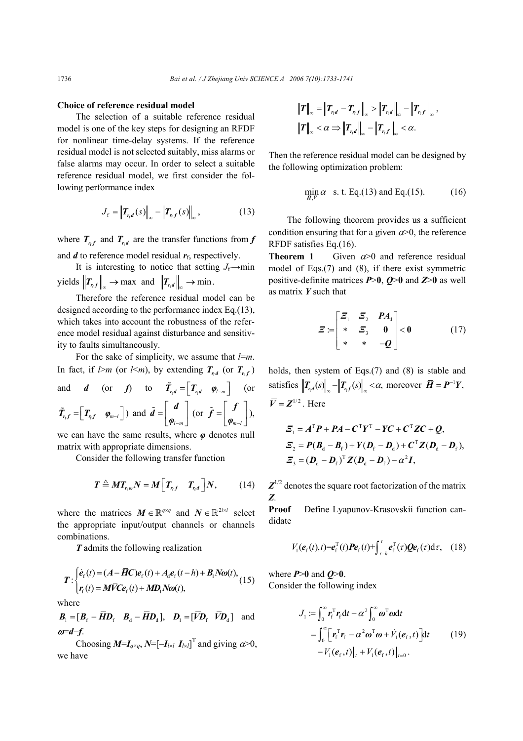**Choice of reference residual model**

The selection of a suitable reference residual model is one of the key steps for designing an RFDF for nonlinear time-delay systems. If the reference residual model is not selected suitably, miss alarms or false alarms may occur. In order to select a suitable reference residual model, we first consider the following performance index

$$J_{\mathrm{f}} = \left\| \boldsymbol{T}_{r_{\mathrm{f}}\boldsymbol{d}}(s) \right\|_{\infty} - \left\| \boldsymbol{T}_{r_{\mathrm{f}}\boldsymbol{f}}(s) \right\|_{\infty}, \tag{13}$$

where $\boldsymbol{T}_{r_{\mathrm{f}}\boldsymbol{f}}$ and $\boldsymbol{T}_{r_{\mathrm{f}}\boldsymbol{d}}$ are the transfer functions from $\boldsymbol{f}$ and $\boldsymbol{d}$ to reference model residual $\boldsymbol{r}_{\mathrm{f}}$, respectively.

It is interesting to notice that setting $J_{\mathrm{f}}\rightarrow\min$ yields $\left\| \boldsymbol{T}_{r_{\mathrm{f}}\boldsymbol{f}} \right\|_{\infty} \rightarrow \max$ and $\left\| \boldsymbol{T}_{r_{\mathrm{f}}\boldsymbol{d}} \right\|_{\infty} \rightarrow \min$.

Therefore the reference residual model can be designed according to the performance index Eq.(13), which takes into account the robustness of the reference model residual against disturbance and sensitivity to faults simultaneously.

For the sake of simplicity, we assume that $l=m$. In fact, if $l>m$ (or $l<m$), by extending $\boldsymbol{T}_{r_{\mathrm{f}}\boldsymbol{d}}$ (or $\boldsymbol{T}_{r_{\mathrm{f}}\boldsymbol{f}}$) and $\boldsymbol{d}$ (or $\boldsymbol{f}$) to $\tilde{\boldsymbol{T}}_{r_{\mathrm{f}}\boldsymbol{d}} = \begin{bmatrix} \boldsymbol{T}_{r_{\mathrm{f}}\boldsymbol{d}} & \boldsymbol{\varphi}_{l-m} \end{bmatrix}$ (or $\tilde{\boldsymbol{T}}_{r_{\mathrm{f}}\boldsymbol{f}} = \begin{bmatrix} \boldsymbol{T}_{r_{\mathrm{f}}\boldsymbol{f}} & \boldsymbol{\varphi}_{m-l} \end{bmatrix}$) and $\tilde{\boldsymbol{d}} = \begin{bmatrix} \boldsymbol{d} \\ \boldsymbol{\varphi}_{l-m} \end{bmatrix}$ (or $\tilde{\boldsymbol{f}} = \begin{bmatrix} \boldsymbol{f} \\ \boldsymbol{\varphi}_{m-l} \end{bmatrix}$), we can have the same results, where $\boldsymbol{\varphi}$ denotes null matrix with appropriate dimensions.

Consider the following transfer function

$$\boldsymbol{T} \triangleq \boldsymbol{M}\boldsymbol{T}_{r_{\mathrm{f}}\boldsymbol{\omega}}\boldsymbol{N} = \boldsymbol{M}\begin{bmatrix} \boldsymbol{T}_{r_{\mathrm{f}}\boldsymbol{f}} & \boldsymbol{T}_{r_{\mathrm{f}}\boldsymbol{d}} \end{bmatrix}\boldsymbol{N}, \tag{14}$$

where the matrices $\boldsymbol{M} \in \mathbb{R}^{q\times q}$ and $\boldsymbol{N} \in \mathbb{R}^{2l\times l}$ select the appropriate input/output channels or channels combinations.

$\boldsymbol{T}$ admits the following realization

$$\boldsymbol{T}: \begin{cases} \dot{\boldsymbol{e}}_{\mathrm{f}}(t) = (\boldsymbol{A} - \bar{\boldsymbol{H}}\boldsymbol{C})\boldsymbol{e}_{\mathrm{f}}(t) + \boldsymbol{A}_{\mathrm{d}}\boldsymbol{e}_{\mathrm{f}}(t-h) + \boldsymbol{B}_1\boldsymbol{N}\boldsymbol{\omega}(t), \\ \boldsymbol{r}_{\mathrm{f}}(t) = \boldsymbol{M}\bar{\boldsymbol{V}}\boldsymbol{C}\boldsymbol{e}_{\mathrm{f}}(t) + \boldsymbol{M}\boldsymbol{D}_1\boldsymbol{N}\boldsymbol{\omega}(t), \end{cases} \tag{15}$$

where $\boldsymbol{B}_1 = [\boldsymbol{B}_{\mathrm{f}} - \bar{\boldsymbol{H}}\boldsymbol{D}_{\mathrm{f}} \quad \boldsymbol{B}_{\mathrm{d}} - \bar{\boldsymbol{H}}\boldsymbol{D}_{\mathrm{d}}]$, $\boldsymbol{D}_1 = [\bar{\boldsymbol{V}}\boldsymbol{D}_{\mathrm{f}} \quad \bar{\boldsymbol{V}}\boldsymbol{D}_{\mathrm{d}}]$ and $\boldsymbol{\omega}=\boldsymbol{d}-\boldsymbol{f}$.

Choosing $\boldsymbol{M}=\boldsymbol{I}_{q\times q}$, $\boldsymbol{N}=[-\boldsymbol{I}_{l\times l} \ \boldsymbol{I}_{l\times l}]^{\mathrm{T}}$ and giving $\alpha>0$, we have

$$\left\| \boldsymbol{T} \right\|_{\infty} = \left\| \boldsymbol{T}_{r_{\mathrm{f}}\boldsymbol{d}} - \boldsymbol{T}_{r_{\mathrm{f}}\boldsymbol{f}} \right\|_{\infty} > \left\| \boldsymbol{T}_{r_{\mathrm{f}}\boldsymbol{d}} \right\|_{\infty} - \left\| \boldsymbol{T}_{r_{\mathrm{f}}\boldsymbol{f}} \right\|_{\infty},$$

$$\left\| \boldsymbol{T} \right\|_{\infty} < \alpha \Rightarrow \left\| \boldsymbol{T}_{r_{\mathrm{f}}\boldsymbol{d}} \right\|_{\infty} - \left\| \boldsymbol{T}_{r_{\mathrm{f}}\boldsymbol{f}} \right\|_{\infty} < \alpha.$$

Then the reference residual model can be designed by the following optimization problem:

$$\min_{\bar{\boldsymbol{H}},\bar{\boldsymbol{V}}} \alpha \quad \text{s. t. Eq.(13) and Eq.(15).} \tag{16}$$

The following theorem provides us a sufficient condition ensuring that for a given $\alpha>0$, the reference RFDF satisfies Eq.(16).

**Theorem 1** Given $\alpha>0$ and reference residual model of Eqs.(7) and (8), if there exist symmetric positive-definite matrices $\boldsymbol{P}>\boldsymbol{0}$, $\boldsymbol{Q}>\boldsymbol{0}$ and $\boldsymbol{Z}>\boldsymbol{0}$ as well as matrix $\boldsymbol{Y}$ such that

$$\boldsymbol{\Xi} := \begin{bmatrix} \boldsymbol{\Xi}_1 & \boldsymbol{\Xi}_2 & \boldsymbol{P}\boldsymbol{A}_{\mathrm{d}} \\ * & \boldsymbol{\Xi}_3 & \boldsymbol{0} \\ * & * & -\boldsymbol{Q} \end{bmatrix} < \boldsymbol{0} \tag{17}$$

holds, then system of Eqs.(7) and (8) is stable and satisfies $\left\| \boldsymbol{T}_{r_{\mathrm{f}}\boldsymbol{d}}(s) \right\|_{\infty} - \left\| \boldsymbol{T}_{r_{\mathrm{f}}\boldsymbol{f}}(s) \right\|_{\infty} < \alpha$, moreover $\bar{\boldsymbol{H}} = \boldsymbol{P}^{-1}\boldsymbol{Y}$, $\bar{\boldsymbol{V}} = \boldsymbol{Z}^{1/2}$. Here

$$\boldsymbol{\Xi}_1 = \boldsymbol{A}^{\mathrm{T}}\boldsymbol{P} + \boldsymbol{P}\boldsymbol{A} - \boldsymbol{C}^{\mathrm{T}}\boldsymbol{Y}^{\mathrm{T}} - \boldsymbol{Y}\boldsymbol{C} + \boldsymbol{C}^{\mathrm{T}}\boldsymbol{Z}\boldsymbol{C} + \boldsymbol{Q},$$

$$\boldsymbol{\Xi}_2 = \boldsymbol{P}(\boldsymbol{B}_{\mathrm{d}} - \boldsymbol{B}_{\mathrm{f}}) + \boldsymbol{Y}(\boldsymbol{D}_{\mathrm{f}} - \boldsymbol{D}_{\mathrm{d}}) + \boldsymbol{C}^{\mathrm{T}}\boldsymbol{Z}(\boldsymbol{D}_{\mathrm{d}} - \boldsymbol{D}_{\mathrm{f}}),$$

$$\boldsymbol{\Xi}_3 = (\boldsymbol{D}_{\mathrm{d}} - \boldsymbol{D}_{\mathrm{f}})^{\mathrm{T}}\boldsymbol{Z}(\boldsymbol{D}_{\mathrm{d}} - \boldsymbol{D}_{\mathrm{f}}) - \alpha^2\boldsymbol{I},$$

$\boldsymbol{Z}^{1/2}$ denotes the square root factorization of the matrix $\boldsymbol{Z}$.

**Proof** Define Lyapunov-Krasovskii function candidate

$$V_1(\boldsymbol{e}_{\mathrm{f}}(t),t) = \boldsymbol{e}_{\mathrm{f}}^{\mathrm{T}}(t)\boldsymbol{P}\boldsymbol{e}_{\mathrm{f}}(t) + \int_{t-h}^{t} \boldsymbol{e}_{\mathrm{f}}^{\mathrm{T}}(\tau)\boldsymbol{Q}\boldsymbol{e}_{\mathrm{f}}(\tau)\mathrm{d}\tau, \tag{18}$$

where $\boldsymbol{P}>\boldsymbol{0}$ and $\boldsymbol{Q}>\boldsymbol{0}$.

Consider the following index

$$\begin{aligned} J_1 &:= \int_0^{\infty} \boldsymbol{r}_{\mathrm{f}}^{\mathrm{T}}\boldsymbol{r}_{\mathrm{f}}\mathrm{d}t - \alpha^2\int_0^{\infty} \boldsymbol{\omega}^{\mathrm{T}}\boldsymbol{\omega}\mathrm{d}t \\ &= \int_0^{\infty} \left[ \boldsymbol{r}_{\mathrm{f}}^{\mathrm{T}}\boldsymbol{r}_{\mathrm{f}} - \alpha^2\boldsymbol{\omega}^{\mathrm{T}}\boldsymbol{\omega} + \dot{V}_1(\boldsymbol{e}_{\mathrm{f}},t) \right]\mathrm{d}t \\ &\quad - V_1(\boldsymbol{e}_{\mathrm{f}},t)\big|_{t} + V_1(\boldsymbol{e}_{\mathrm{f}},t)\big|_{t=0}. \end{aligned} \tag{19}$$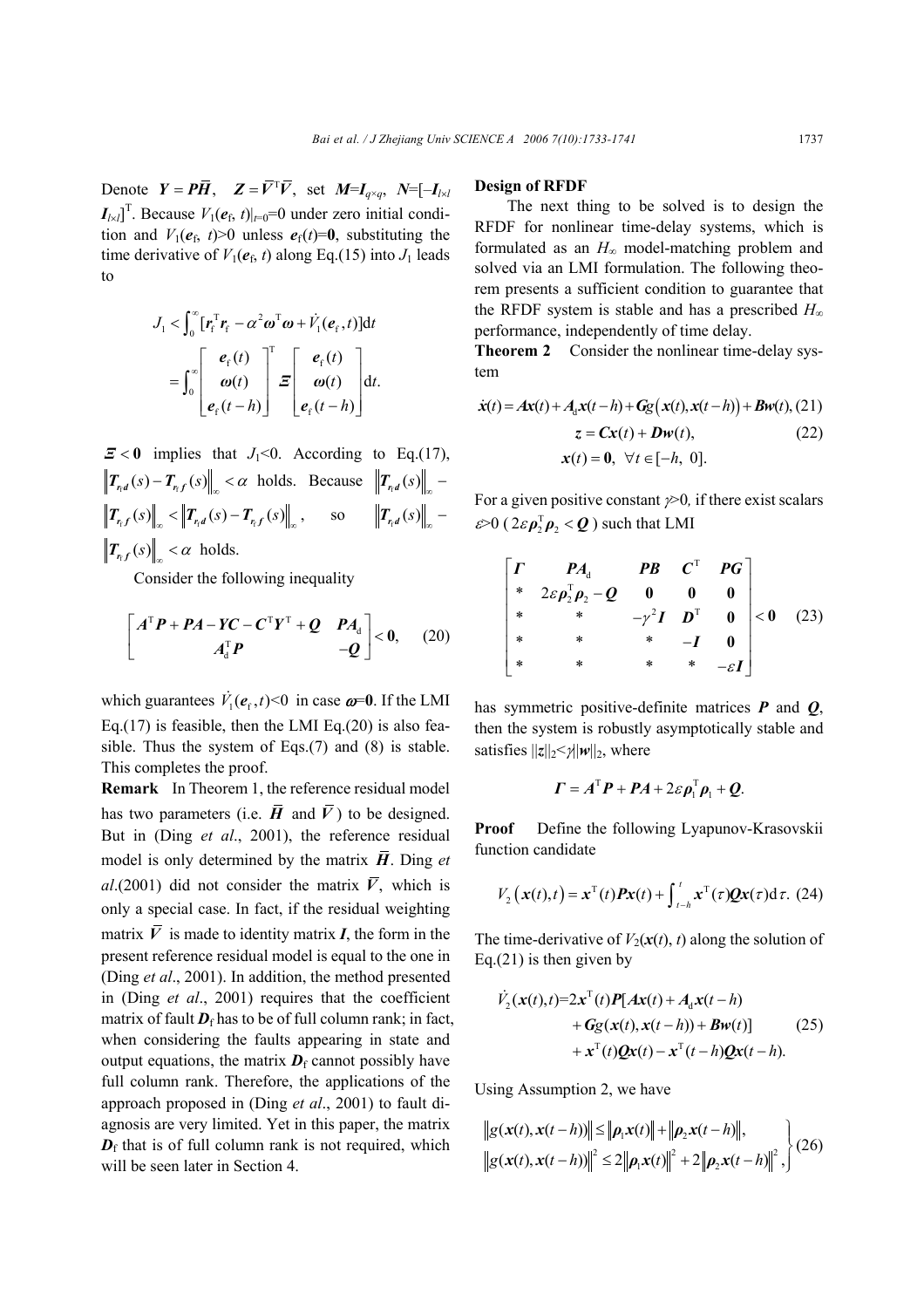Denote $\boldsymbol{Y}=\boldsymbol{P}\bar{\boldsymbol{H}}$, $\boldsymbol{Z}=\bar{\boldsymbol{V}}^{\mathrm{T}}\bar{\boldsymbol{V}}$, set $\boldsymbol{M}=\boldsymbol{I}_{q\times q}$, $\boldsymbol{N}=[-\boldsymbol{I}_{l\times l}\ \boldsymbol{I}_{l\times l}]^{\mathrm{T}}$. Because $V_1(\boldsymbol{e}_{\mathrm{f}}, t)|_{t=0}=0$ under zero initial condition and $V_1(\boldsymbol{e}_{\mathrm{f}}, t)>0$ unless $\boldsymbol{e}_{\mathrm{f}}(t)=\boldsymbol{0}$, substituting the time derivative of $V_1(\boldsymbol{e}_{\mathrm{f}}, t)$ along Eq.(15) into $J_1$ leads to

$$J_1<\int_0^{\infty}[\boldsymbol{r}_{\mathrm{f}}^{\mathrm{T}}\boldsymbol{r}_{\mathrm{f}}-\alpha^2\boldsymbol{\omega}^{\mathrm{T}}\boldsymbol{\omega}+\dot{V}_1(\boldsymbol{e}_{\mathrm{f}},t)]\mathrm{d}t$$
$$=\int_0^{\infty}\begin{bmatrix}\boldsymbol{e}_{\mathrm{f}}(t)\\ \boldsymbol{\omega}(t)\\ \boldsymbol{e}_{\mathrm{f}}(t-h)\end{bmatrix}^{\mathrm{T}}\boldsymbol{\Xi}\begin{bmatrix}\boldsymbol{e}_{\mathrm{f}}(t)\\ \boldsymbol{\omega}(t)\\ \boldsymbol{e}_{\mathrm{f}}(t-h)\end{bmatrix}\mathrm{d}t.$$

$\boldsymbol{\Xi}<\boldsymbol{0}$ implies that $J_1<0$. According to Eq.(17), $\left\|\boldsymbol{T}_{r_1\boldsymbol{d}}(s)-\boldsymbol{T}_{r_1\boldsymbol{f}}(s)\right\|_{\infty}<\alpha$ holds. Because $\left\|\boldsymbol{T}_{r_1\boldsymbol{d}}(s)\right\|_{\infty}-\left\|\boldsymbol{T}_{r_1\boldsymbol{f}}(s)\right\|_{\infty}<\left\|\boldsymbol{T}_{r_1\boldsymbol{d}}(s)-\boldsymbol{T}_{r_1\boldsymbol{f}}(s)\right\|_{\infty}$, so $\left\|\boldsymbol{T}_{r_1\boldsymbol{d}}(s)\right\|_{\infty}-\left\|\boldsymbol{T}_{r_1\boldsymbol{f}}(s)\right\|_{\infty}<\alpha$ holds.

Consider the following inequality

$$\begin{bmatrix}\boldsymbol{A}^{\mathrm{T}}\boldsymbol{P}+\boldsymbol{P}\boldsymbol{A}-\boldsymbol{Y}\boldsymbol{C}-\boldsymbol{C}^{\mathrm{T}}\boldsymbol{Y}^{\mathrm{T}}+\boldsymbol{Q} & \boldsymbol{P}\boldsymbol{A}_{\mathrm{d}}\\ \boldsymbol{A}_{\mathrm{d}}^{\mathrm{T}}\boldsymbol{P} & -\boldsymbol{Q}\end{bmatrix}<\boldsymbol{0},\qquad(20)$$

which guarantees $\dot{V}_1(\boldsymbol{e}_{\mathrm{f}},t)<0$ in case $\boldsymbol{\omega}=\boldsymbol{0}$. If the LMI Eq.(17) is feasible, then the LMI Eq.(20) is also feasible. Thus the system of Eqs.(7) and (8) is stable. This completes the proof.

**Remark** In Theorem 1, the reference residual model has two parameters (i.e. $\bar{\boldsymbol{H}}$ and $\bar{\boldsymbol{V}}$) to be designed. But in (Ding *et al*., 2001), the reference residual model is only determined by the matrix $\bar{\boldsymbol{H}}$. Ding *et al*.(2001) did not consider the matrix $\bar{\boldsymbol{V}}$, which is only a special case. In fact, if the residual weighting matrix $\bar{\boldsymbol{V}}$ is made to identity matrix $\boldsymbol{I}$, the form in the present reference residual model is equal to the one in (Ding *et al*., 2001). In addition, the method presented in (Ding *et al*., 2001) requires that the coefficient matrix of fault $\boldsymbol{D}_{\mathrm{f}}$ has to be of full column rank; in fact, when considering the faults appearing in state and output equations, the matrix $\boldsymbol{D}_{\mathrm{f}}$ cannot possibly have full column rank. Therefore, the applications of the approach proposed in (Ding *et al*., 2001) to fault diagnosis are very limited. Yet in this paper, the matrix $\boldsymbol{D}_{\mathrm{f}}$ that is of full column rank is not required, which will be seen later in Section 4.

**Design of RFDF**

The next thing to be solved is to design the RFDF for nonlinear time-delay systems, which is formulated as an $H_\infty$ model-matching problem and solved via an LMI formulation. The following theorem presents a sufficient condition to guarantee that the RFDF system is stable and has a prescribed $H_\infty$ performance, independently of time delay.

**Theorem 2** Consider the nonlinear time-delay system

$$\dot{\boldsymbol{x}}(t)=\boldsymbol{A}\boldsymbol{x}(t)+\boldsymbol{A}_{\mathrm{d}}\boldsymbol{x}(t-h)+\boldsymbol{G}g\left(\boldsymbol{x}(t),\boldsymbol{x}(t-h)\right)+\boldsymbol{B}\boldsymbol{w}(t),\quad(21)$$
$$\boldsymbol{z}=\boldsymbol{C}\boldsymbol{x}(t)+\boldsymbol{D}\boldsymbol{w}(t),\quad(22)$$
$$\boldsymbol{x}(t)=\boldsymbol{0},\ \forall t\in[-h,\ 0].$$

For a given positive constant $\gamma>0$, if there exist scalars $\varepsilon>0$ ($2\varepsilon\boldsymbol{\rho}_2^{\mathrm{T}}\boldsymbol{\rho}_2<\boldsymbol{Q}$) such that LMI

$$\begin{bmatrix}\boldsymbol{\Gamma} & \boldsymbol{P}\boldsymbol{A}_{\mathrm{d}} & \boldsymbol{P}\boldsymbol{B} & \boldsymbol{C}^{\mathrm{T}} & \boldsymbol{P}\boldsymbol{G}\\ * & 2\varepsilon\boldsymbol{\rho}_2^{\mathrm{T}}\boldsymbol{\rho}_2-\boldsymbol{Q} & \boldsymbol{0} & \boldsymbol{0} & \boldsymbol{0}\\ * & * & -\gamma^2\boldsymbol{I} & \boldsymbol{D}^{\mathrm{T}} & \boldsymbol{0}\\ * & * & * & -\boldsymbol{I} & \boldsymbol{0}\\ * & * & * & * & -\varepsilon\boldsymbol{I}\end{bmatrix}<\boldsymbol{0}\quad(23)$$

has symmetric positive-definite matrices $\boldsymbol{P}$ and $\boldsymbol{Q}$, then the system is robustly asymptotically stable and satisfies $\|\boldsymbol{z}\|_2<\gamma\|\boldsymbol{w}\|_2$, where

$$\boldsymbol{\Gamma}=\boldsymbol{A}^{\mathrm{T}}\boldsymbol{P}+\boldsymbol{P}\boldsymbol{A}+2\varepsilon\boldsymbol{\rho}_1^{\mathrm{T}}\boldsymbol{\rho}_1+\boldsymbol{Q}.$$

**Proof** Define the following Lyapunov-Krasovskii function candidate

$$V_2\left(\boldsymbol{x}(t),t\right)=\boldsymbol{x}^{\mathrm{T}}(t)\boldsymbol{P}\boldsymbol{x}(t)+\int_{t-h}^{t}\boldsymbol{x}^{\mathrm{T}}(\tau)\boldsymbol{Q}\boldsymbol{x}(\tau)\mathrm{d}\tau.\quad(24)$$

The time-derivative of $V_2(\boldsymbol{x}(t), t)$ along the solution of Eq.(21) is then given by

$$\begin{aligned}\dot{V}_2(\boldsymbol{x}(t),t)=&2\boldsymbol{x}^{\mathrm{T}}(t)\boldsymbol{P}[\boldsymbol{A}\boldsymbol{x}(t)+\boldsymbol{A}_{\mathrm{d}}\boldsymbol{x}(t-h)\\&+\boldsymbol{G}g(\boldsymbol{x}(t),\boldsymbol{x}(t-h))+\boldsymbol{B}\boldsymbol{w}(t)]\\&+\boldsymbol{x}^{\mathrm{T}}(t)\boldsymbol{Q}\boldsymbol{x}(t)-\boldsymbol{x}^{\mathrm{T}}(t-h)\boldsymbol{Q}\boldsymbol{x}(t-h).\end{aligned}\quad(25)$$

Using Assumption 2, we have

$$\left.\begin{aligned}&\left\|g(\boldsymbol{x}(t),\boldsymbol{x}(t-h))\right\|\le\left\|\boldsymbol{\rho}_1\boldsymbol{x}(t)\right\|+\left\|\boldsymbol{\rho}_2\boldsymbol{x}(t-h)\right\|,\\&\left\|g(\boldsymbol{x}(t),\boldsymbol{x}(t-h))\right\|^2\le2\left\|\boldsymbol{\rho}_1\boldsymbol{x}(t)\right\|^2+2\left\|\boldsymbol{\rho}_2\boldsymbol{x}(t-h)\right\|^2,\end{aligned}\right\}\quad(26)$$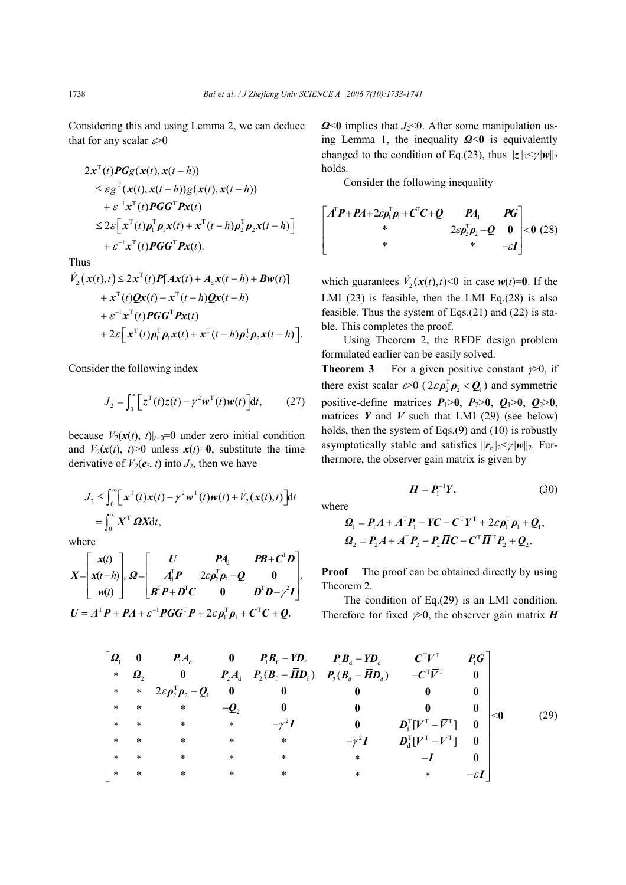Considering this and using Lemma 2, we can deduce that for any scalar $\varepsilon>0$

$$
\begin{aligned}
&2\boldsymbol{x}^{\mathrm{T}}(t)\boldsymbol{PG}g(\boldsymbol{x}(t),\boldsymbol{x}(t-h)) \\
&\le \varepsilon g^{\mathrm{T}}(\boldsymbol{x}(t),\boldsymbol{x}(t-h))g(\boldsymbol{x}(t),\boldsymbol{x}(t-h)) \\
&\quad+\varepsilon^{-1}\boldsymbol{x}^{\mathrm{T}}(t)\boldsymbol{PGG}^{\mathrm{T}}\boldsymbol{Px}(t) \\
&\le 2\varepsilon\left[\boldsymbol{x}^{\mathrm{T}}(t)\boldsymbol{\rho}_1^{\mathrm{T}}\boldsymbol{\rho}_1\boldsymbol{x}(t)+\boldsymbol{x}^{\mathrm{T}}(t-h)\boldsymbol{\rho}_2^{\mathrm{T}}\boldsymbol{\rho}_2\boldsymbol{x}(t-h)\right] \\
&\quad+\varepsilon^{-1}\boldsymbol{x}^{\mathrm{T}}(t)\boldsymbol{PGG}^{\mathrm{T}}\boldsymbol{Px}(t).
\end{aligned}
$$

Thus

$$
\begin{aligned}
\dot{V}_2\left(\boldsymbol{x}(t),t\right) &\le 2\boldsymbol{x}^{\mathrm{T}}(t)\boldsymbol{P}[\boldsymbol{Ax}(t)+\boldsymbol{A}_{\mathrm{d}}\boldsymbol{x}(t-h)+\boldsymbol{Bw}(t)] \\
&\quad+\boldsymbol{x}^{\mathrm{T}}(t)\boldsymbol{Qx}(t)-\boldsymbol{x}^{\mathrm{T}}(t-h)\boldsymbol{Qx}(t-h) \\
&\quad+\varepsilon^{-1}\boldsymbol{x}^{\mathrm{T}}(t)\boldsymbol{PGG}^{\mathrm{T}}\boldsymbol{Px}(t) \\
&\quad+2\varepsilon\left[\boldsymbol{x}^{\mathrm{T}}(t)\boldsymbol{\rho}_1^{\mathrm{T}}\boldsymbol{\rho}_1\boldsymbol{x}(t)+\boldsymbol{x}^{\mathrm{T}}(t-h)\boldsymbol{\rho}_2^{\mathrm{T}}\boldsymbol{\rho}_2\boldsymbol{x}(t-h)\right].
\end{aligned}
$$

Consider the following index

$$
J_2=\int_0^{\infty}\left[\boldsymbol{z}^{\mathrm{T}}(t)\boldsymbol{z}(t)-\gamma^2\boldsymbol{w}^{\mathrm{T}}(t)\boldsymbol{w}(t)\right]\mathrm{d}t, \qquad (27)
$$

because $V_2(\boldsymbol{x}(t),t)|_{t=0}=0$ under zero initial condition and $V_2(\boldsymbol{x}(t),t)>0$ unless $\boldsymbol{x}(t)=\boldsymbol{0}$, substitute the time derivative of $V_2(\boldsymbol{e}_{\mathrm{f}},t)$ into $J_2$, then we have

$$
\begin{aligned}
J_2 &\le \int_0^{\infty}\left[\boldsymbol{x}^{\mathrm{T}}(t)\boldsymbol{x}(t)-\gamma^2\boldsymbol{w}^{\mathrm{T}}(t)\boldsymbol{w}(t)+\dot{V}_2(\boldsymbol{x}(t),t)\right]\mathrm{d}t \\
&=\int_0^{\infty}\boldsymbol{X}^{\mathrm{T}}\boldsymbol{\Omega X}\mathrm{d}t,
\end{aligned}
$$

where

$$
\boldsymbol{X}=\begin{bmatrix}\boldsymbol{x}(t)\\ \boldsymbol{x}(t-h)\\ \boldsymbol{w}(t)\end{bmatrix},\;
\boldsymbol{\Omega}=\begin{bmatrix}\boldsymbol{U} & \boldsymbol{PA}_{\mathrm{d}} & \boldsymbol{PB}+\boldsymbol{C}^{\mathrm{T}}\boldsymbol{D}\\ \boldsymbol{A}_{\mathrm{d}}^{\mathrm{T}}\boldsymbol{P} & 2\varepsilon\boldsymbol{\rho}_2^{\mathrm{T}}\boldsymbol{\rho}_2-\boldsymbol{Q} & \boldsymbol{0}\\ \boldsymbol{B}^{\mathrm{T}}\boldsymbol{P}+\boldsymbol{D}^{\mathrm{T}}\boldsymbol{C} & \boldsymbol{0} & \boldsymbol{D}^{\mathrm{T}}\boldsymbol{D}-\gamma^2\boldsymbol{I}\end{bmatrix},
$$

$$
\boldsymbol{U}=\boldsymbol{A}^{\mathrm{T}}\boldsymbol{P}+\boldsymbol{PA}+\varepsilon^{-1}\boldsymbol{PGG}^{\mathrm{T}}\boldsymbol{P}+2\varepsilon\boldsymbol{\rho}_1^{\mathrm{T}}\boldsymbol{\rho}_1+\boldsymbol{C}^{\mathrm{T}}\boldsymbol{C}+\boldsymbol{Q}.
$$

$\boldsymbol{\Omega}<\boldsymbol{0}$ implies that $J_2<0$. After some manipulation using Lemma 1, the inequality $\boldsymbol{\Omega}<\boldsymbol{0}$ is equivalently changed to the condition of Eq.(23), thus $\|\boldsymbol{z}\|_2<\gamma\|\boldsymbol{w}\|_2$ holds.

Consider the following inequality

$$
\begin{bmatrix}\boldsymbol{A}^{\mathrm{T}}\boldsymbol{P}+\boldsymbol{PA}+2\varepsilon\boldsymbol{\rho}_1^{\mathrm{T}}\boldsymbol{\rho}_1+\boldsymbol{C}^{\mathrm{T}}\boldsymbol{C}+\boldsymbol{Q} & \boldsymbol{PA}_{\mathrm{d}} & \boldsymbol{PG}\\ * & 2\varepsilon\boldsymbol{\rho}_2^{\mathrm{T}}\boldsymbol{\rho}_2-\boldsymbol{Q} & \boldsymbol{0}\\ * & * & -\varepsilon\boldsymbol{I}\end{bmatrix}<\boldsymbol{0} \qquad (28)
$$

which guarantees $\dot{V}_2(\boldsymbol{x}(t),t)<0$ in case $\boldsymbol{w}(t)=\boldsymbol{0}$. If the LMI (23) is feasible, then the LMI Eq.(28) is also feasible. Thus the system of Eqs.(21) and (22) is stable. This completes the proof.

Using Theorem 2, the RFDF design problem formulated earlier can be easily solved.

**Theorem 3** For a given positive constant $\gamma>0$, if there exist scalar $\varepsilon>0$ ($2\varepsilon\boldsymbol{\rho}_2^{\mathrm{T}}\boldsymbol{\rho}_2<\boldsymbol{Q}_1$) and symmetric positive-define matrices $\boldsymbol{P}_1>\boldsymbol{0}$, $\boldsymbol{P}_2>\boldsymbol{0}$, $\boldsymbol{Q}_1>\boldsymbol{0}$, $\boldsymbol{Q}_2>\boldsymbol{0}$, matrices $\boldsymbol{Y}$ and $\boldsymbol{V}$ such that LMI (29) (see below) holds, then the system of Eqs.(9) and (10) is robustly asymptotically stable and satisfies $\|\boldsymbol{r}_{\mathrm{e}}\|_2<\gamma\|\boldsymbol{w}\|_2$. Furthermore, the observer gain matrix is given by

$$
\boldsymbol{H}=\boldsymbol{P}_1^{-1}\boldsymbol{Y}, \qquad (30)
$$

where

$$
\begin{aligned}
\boldsymbol{\Omega}_1&=\boldsymbol{P}_1\boldsymbol{A}+\boldsymbol{A}^{\mathrm{T}}\boldsymbol{P}_1-\boldsymbol{YC}-\boldsymbol{C}^{\mathrm{T}}\boldsymbol{Y}^{\mathrm{T}}+2\varepsilon\boldsymbol{\rho}_1^{\mathrm{T}}\boldsymbol{\rho}_1+\boldsymbol{Q}_1,\\
\boldsymbol{\Omega}_2&=\boldsymbol{P}_2\boldsymbol{A}+\boldsymbol{A}^{\mathrm{T}}\boldsymbol{P}_2-\boldsymbol{P}_2\bar{\boldsymbol{H}}\boldsymbol{C}-\boldsymbol{C}^{\mathrm{T}}\bar{\boldsymbol{H}}^{\mathrm{T}}\boldsymbol{P}_2+\boldsymbol{Q}_2.
\end{aligned}
$$

**Proof** The proof can be obtained directly by using Theorem 2.

The condition of Eq.(29) is an LMI condition. Therefore for fixed $\gamma>0$, the observer gain matrix $\boldsymbol{H}$

$$
\begin{bmatrix}
\boldsymbol{\Omega}_1 & \boldsymbol{0} & \boldsymbol{P}_1\boldsymbol{A}_{\mathrm{d}} & \boldsymbol{0} & \boldsymbol{P}_1\boldsymbol{B}_{\mathrm{f}}-\boldsymbol{YD}_{\mathrm{f}} & \boldsymbol{P}_1\boldsymbol{B}_{\mathrm{d}}-\boldsymbol{YD}_{\mathrm{d}} & \boldsymbol{C}^{\mathrm{T}}\boldsymbol{V}^{\mathrm{T}} & \boldsymbol{P}_1\boldsymbol{G}\\
* & \boldsymbol{\Omega}_2 & \boldsymbol{0} & \boldsymbol{P}_2\boldsymbol{A}_{\mathrm{d}} & \boldsymbol{P}_2(\boldsymbol{B}_{\mathrm{f}}-\bar{\boldsymbol{H}}\boldsymbol{D}_{\mathrm{f}}) & \boldsymbol{P}_2(\boldsymbol{B}_{\mathrm{d}}-\bar{\boldsymbol{H}}\boldsymbol{D}_{\mathrm{d}}) & -\boldsymbol{C}^{\mathrm{T}}\bar{\boldsymbol{V}}^{\mathrm{T}} & \boldsymbol{0}\\
* & * & 2\varepsilon\boldsymbol{\rho}_2^{\mathrm{T}}\boldsymbol{\rho}_2-\boldsymbol{Q}_1 & \boldsymbol{0} & \boldsymbol{0} & \boldsymbol{0} & \boldsymbol{0} & \boldsymbol{0}\\
* & * & * & -\boldsymbol{Q}_2 & \boldsymbol{0} & \boldsymbol{0} & \boldsymbol{0} & \boldsymbol{0}\\
* & * & * & * & -\gamma^2\boldsymbol{I} & \boldsymbol{0} & \boldsymbol{D}_{\mathrm{f}}^{\mathrm{T}}[\boldsymbol{V}^{\mathrm{T}}-\bar{\boldsymbol{V}}^{\mathrm{T}}] & \boldsymbol{0}\\
* & * & * & * & * & -\gamma^2\boldsymbol{I} & \boldsymbol{D}_{\mathrm{d}}^{\mathrm{T}}[\boldsymbol{V}^{\mathrm{T}}-\bar{\boldsymbol{V}}^{\mathrm{T}}] & \boldsymbol{0}\\
* & * & * & * & * & * & -\boldsymbol{I} & \boldsymbol{0}\\
* & * & * & * & * & * & * & -\varepsilon\boldsymbol{I}
\end{bmatrix}<\boldsymbol{0} \qquad (29)
$$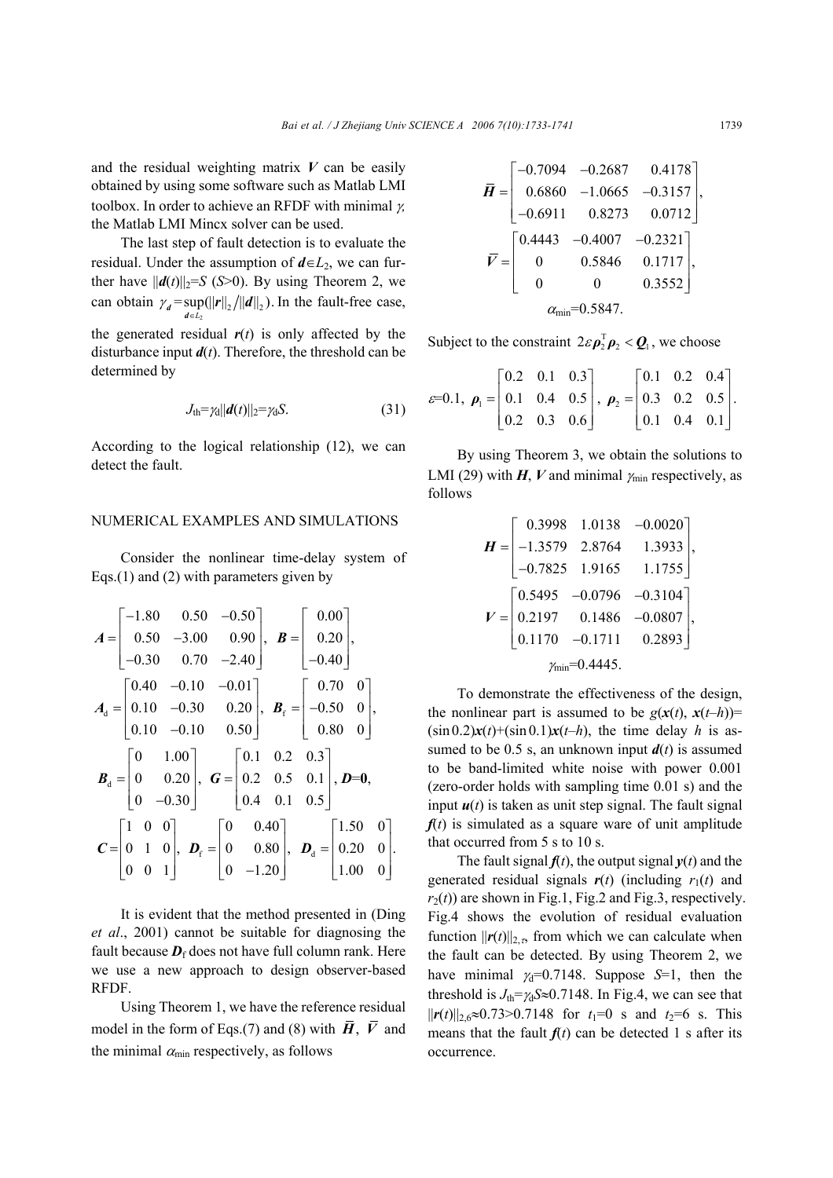and the residual weighting matrix $\boldsymbol{V}$ can be easily obtained by using some software such as Matlab LMI toolbox. In order to achieve an RFDF with minimal $\gamma$, the Matlab LMI Mincx solver can be used.

The last step of fault detection is to evaluate the residual. Under the assumption of $\boldsymbol{d}\in L_2$, we can further have $\|\boldsymbol{d}(t)\|_2=S$ ($S>0$). By using Theorem 2, we can obtain $\gamma_{\boldsymbol{d}}=\sup\limits_{\boldsymbol{d}\in L_2}(\|\boldsymbol{r}\|_2/\|\boldsymbol{d}\|_2)$. In the fault-free case, the generated residual $\boldsymbol{r}(t)$ is only affected by the disturbance input $\boldsymbol{d}(t)$. Therefore, the threshold can be determined by

$$J_{\rm th}=\gamma_{\rm d}\|\boldsymbol{d}(t)\|_2=\gamma_{\rm d}S. \tag{31}$$

According to the logical relationship (12), we can detect the fault.

## NUMERICAL EXAMPLES AND SIMULATIONS

Consider the nonlinear time-delay system of Eqs.(1) and (2) with parameters given by

$$\boldsymbol{A}=\begin{bmatrix}-1.80 & 0.50 & -0.50\\ 0.50 & -3.00 & 0.90\\ -0.30 & 0.70 & -2.40\end{bmatrix},\ \boldsymbol{B}=\begin{bmatrix}0.00\\ 0.20\\ -0.40\end{bmatrix},$$

$$\boldsymbol{A}_{\rm d}=\begin{bmatrix}0.40 & -0.10 & -0.01\\ 0.10 & -0.30 & 0.20\\ 0.10 & -0.10 & 0.50\end{bmatrix},\ \boldsymbol{B}_{\rm f}=\begin{bmatrix}0.70 & 0\\ -0.50 & 0\\ 0.80 & 0\end{bmatrix},$$

$$\boldsymbol{B}_{\rm d}=\begin{bmatrix}0 & 1.00\\ 0 & 0.20\\ 0 & -0.30\end{bmatrix},\ \boldsymbol{G}=\begin{bmatrix}0.1 & 0.2 & 0.3\\ 0.2 & 0.5 & 0.1\\ 0.4 & 0.1 & 0.5\end{bmatrix},\ \boldsymbol{D}=\boldsymbol{0},$$

$$\boldsymbol{C}=\begin{bmatrix}1 & 0 & 0\\ 0 & 1 & 0\\ 0 & 0 & 1\end{bmatrix},\ \boldsymbol{D}_{\rm f}=\begin{bmatrix}0 & 0.40\\ 0 & 0.80\\ 0 & -1.20\end{bmatrix},\ \boldsymbol{D}_{\rm d}=\begin{bmatrix}1.50 & 0\\ 0.20 & 0\\ 1.00 & 0\end{bmatrix}.$$

It is evident that the method presented in (Ding *et al*., 2001) cannot be suitable for diagnosing the fault because $\boldsymbol{D}_{\rm f}$ does not have full column rank. Here we use a new approach to design observer-based RFDF.

Using Theorem 1, we have the reference residual model in the form of Eqs.(7) and (8) with $\bar{\boldsymbol{H}}$, $\bar{\boldsymbol{V}}$ and the minimal $\alpha_{\min}$ respectively, as follows

$$\bar{\boldsymbol{H}}=\begin{bmatrix}-0.7094 & -0.2687 & 0.4178\\ 0.6860 & -1.0665 & -0.3157\\ -0.6911 & 0.8273 & 0.0712\end{bmatrix},$$

$$\bar{\boldsymbol{V}}=\begin{bmatrix}0.4443 & -0.4007 & -0.2321\\ 0 & 0.5846 & 0.1717\\ 0 & 0 & 0.3552\end{bmatrix},$$

$$\alpha_{\min}=0.5847.$$

Subject to the constraint $2\varepsilon\boldsymbol{\rho}_2^{\rm T}\boldsymbol{\rho}_2<\boldsymbol{Q}_1$, we choose

$$\varepsilon=0.1,\ \boldsymbol{\rho}_1=\begin{bmatrix}0.2 & 0.1 & 0.3\\ 0.1 & 0.4 & 0.5\\ 0.2 & 0.3 & 0.6\end{bmatrix},\ \boldsymbol{\rho}_2=\begin{bmatrix}0.1 & 0.2 & 0.4\\ 0.3 & 0.2 & 0.5\\ 0.1 & 0.4 & 0.1\end{bmatrix}.$$

By using Theorem 3, we obtain the solutions to LMI (29) with $\boldsymbol{H}$, $\boldsymbol{V}$ and minimal $\gamma_{\min}$ respectively, as follows

$$\boldsymbol{H}=\begin{bmatrix}0.3998 & 1.0138 & -0.0020\\ -1.3579 & 2.8764 & 1.3933\\ -0.7825 & 1.9165 & 1.1755\end{bmatrix},$$

$$\boldsymbol{V}=\begin{bmatrix}0.5495 & -0.0796 & -0.3104\\ 0.2197 & 0.1486 & -0.0807\\ 0.1170 & -0.1711 & 0.2893\end{bmatrix},$$

$$\gamma_{\min}=0.4445.$$

To demonstrate the effectiveness of the design, the nonlinear part is assumed to be $g(\boldsymbol{x}(t), \boldsymbol{x}(t-h))=(\sin 0.2)\boldsymbol{x}(t)+(\sin 0.1)\boldsymbol{x}(t-h)$, the time delay $h$ is assumed to be 0.5 s, an unknown input $\boldsymbol{d}(t)$ is assumed to be band-limited white noise with power 0.001 (zero-order holds with sampling time 0.01 s) and the input $\boldsymbol{u}(t)$ is taken as unit step signal. The fault signal $\boldsymbol{f}(t)$ is simulated as a square ware of unit amplitude that occurred from 5 s to 10 s.

The fault signal $\boldsymbol{f}(t)$, the output signal $\boldsymbol{y}(t)$ and the generated residual signals $\boldsymbol{r}(t)$ (including $r_1(t)$ and $r_2(t)$) are shown in Fig.1, Fig.2 and Fig.3, respectively. Fig.4 shows the evolution of residual evaluation function $\|\boldsymbol{r}(t)\|_{2,\tau}$, from which we can calculate when the fault can be detected. By using Theorem 2, we have minimal $\gamma_{\rm d}=0.7148$. Suppose $S=1$, then the threshold is $J_{\rm th}=\gamma_{\rm d}S\approx0.7148$. In Fig.4, we can see that $\|\boldsymbol{r}(t)\|_{2,6}\approx0.73>0.7148$ for $t_1=0$ s and $t_2=6$ s. This means that the fault $\boldsymbol{f}(t)$ can be detected 1 s after its occurrence.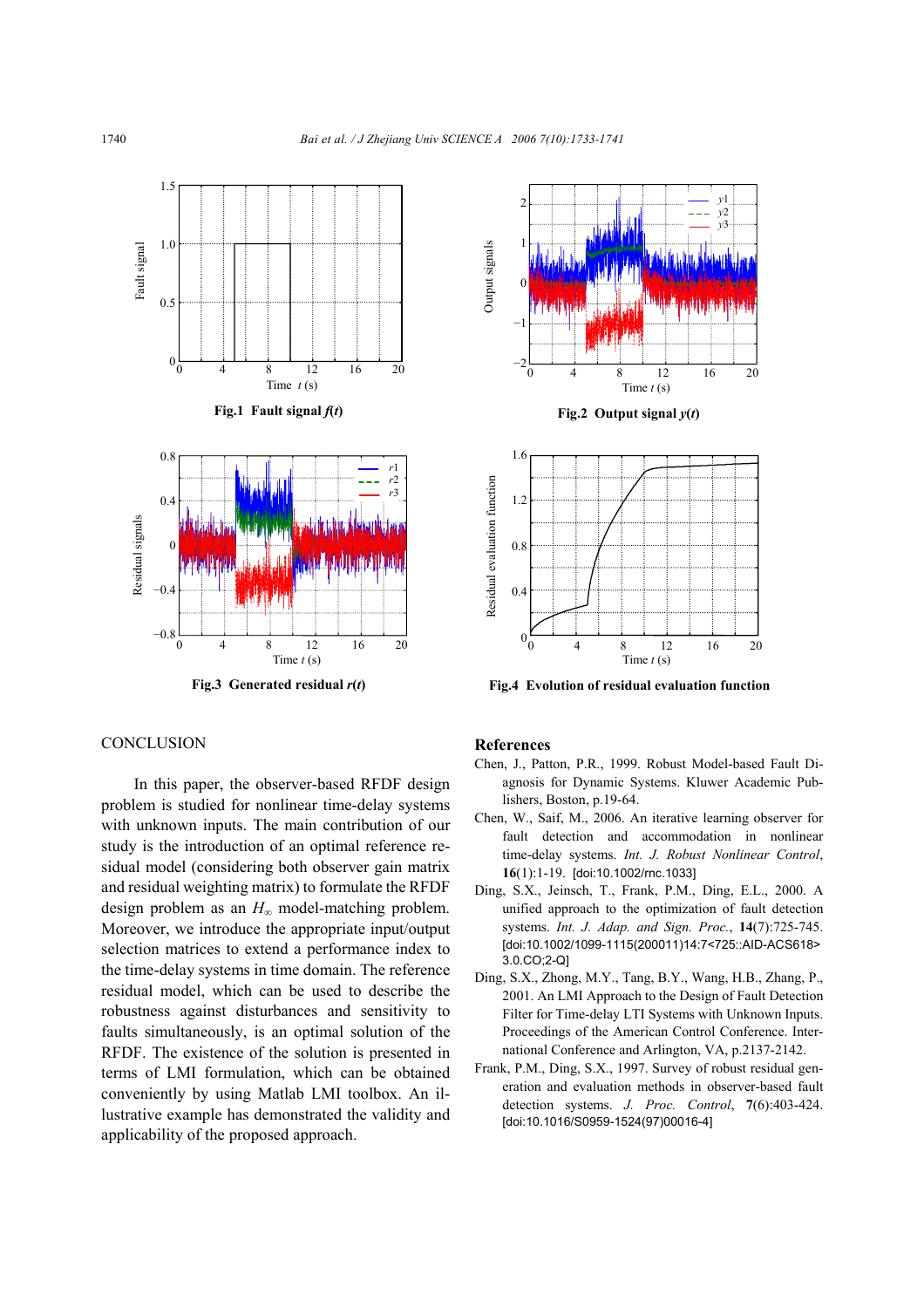1.5

1.0

0.5

0

Fault signal

0 4 8 12 16 20

Time $t$ (s)

**Fig.1 Fault signal $f(t)$**

2

1

0

−1

−2

Output signals

$y1$

$y2$

$y3$

0 4 8 12 16 20

Time $t$ (s)

**Fig.2 Output signal $y(t)$**

0.8

0.4

0

−0.4

−0.8

Residual signals

$r1$

$r2$

$r3$

0 4 8 12 16 20

Time $t$ (s)

**Fig.3 Generated residual $r(t)$**

1.6

1.2

0.8

0.4

0

Residual evaluation function

0 4 8 12 16 20

Time $t$ (s)

**Fig.4 Evolution of residual evaluation function**

## CONCLUSION

In this paper, the observer-based RFDF design problem is studied for nonlinear time-delay systems with unknown inputs. The main contribution of our study is the introduction of an optimal reference residual model (considering both observer gain matrix and residual weighting matrix) to formulate the RFDF design problem as an $H_\infty$ model-matching problem. Moreover, we introduce the appropriate input/output selection matrices to extend a performance index to the time-delay systems in time domain. The reference residual model, which can be used to describe the robustness against disturbances and sensitivity to faults simultaneously, is an optimal solution of the RFDF. The existence of the solution is presented in terms of LMI formulation, which can be obtained conveniently by using Matlab LMI toolbox. An illustrative example has demonstrated the validity and applicability of the proposed approach.

## References

Chen, J., Patton, P.R., 1999. Robust Model-based Fault Diagnosis for Dynamic Systems. Kluwer Academic Publishers, Boston, p.19-64.

Chen, W., Saif, M., 2006. An iterative learning observer for fault detection and accommodation in nonlinear time-delay systems. *Int. J. Robust Nonlinear Control*, **16**(1):1-19. [doi:10.1002/rnc.1033]

Ding, S.X., Jeinsch, T., Frank, P.M., Ding, E.L., 2000. A unified approach to the optimization of fault detection systems. *Int. J. Adap. and Sign. Proc.*, **14**(7):725-745. [doi:10.1002/1099-1115(200011)14:7<725::AID-ACS618>3.0.CO;2-Q]

Ding, S.X., Zhong, M.Y., Tang, B.Y., Wang, H.B., Zhang, P., 2001. An LMI Approach to the Design of Fault Detection Filter for Time-delay LTI Systems with Unknown Inputs. Proceedings of the American Control Conference. International Conference and Arlington, VA, p.2137-2142.

Frank, P.M., Ding, S.X., 1997. Survey of robust residual generation and evaluation methods in observer-based fault detection systems. *J. Proc. Control*, **7**(6):403-424. [doi:10.1016/S0959-1524(97)00016-4]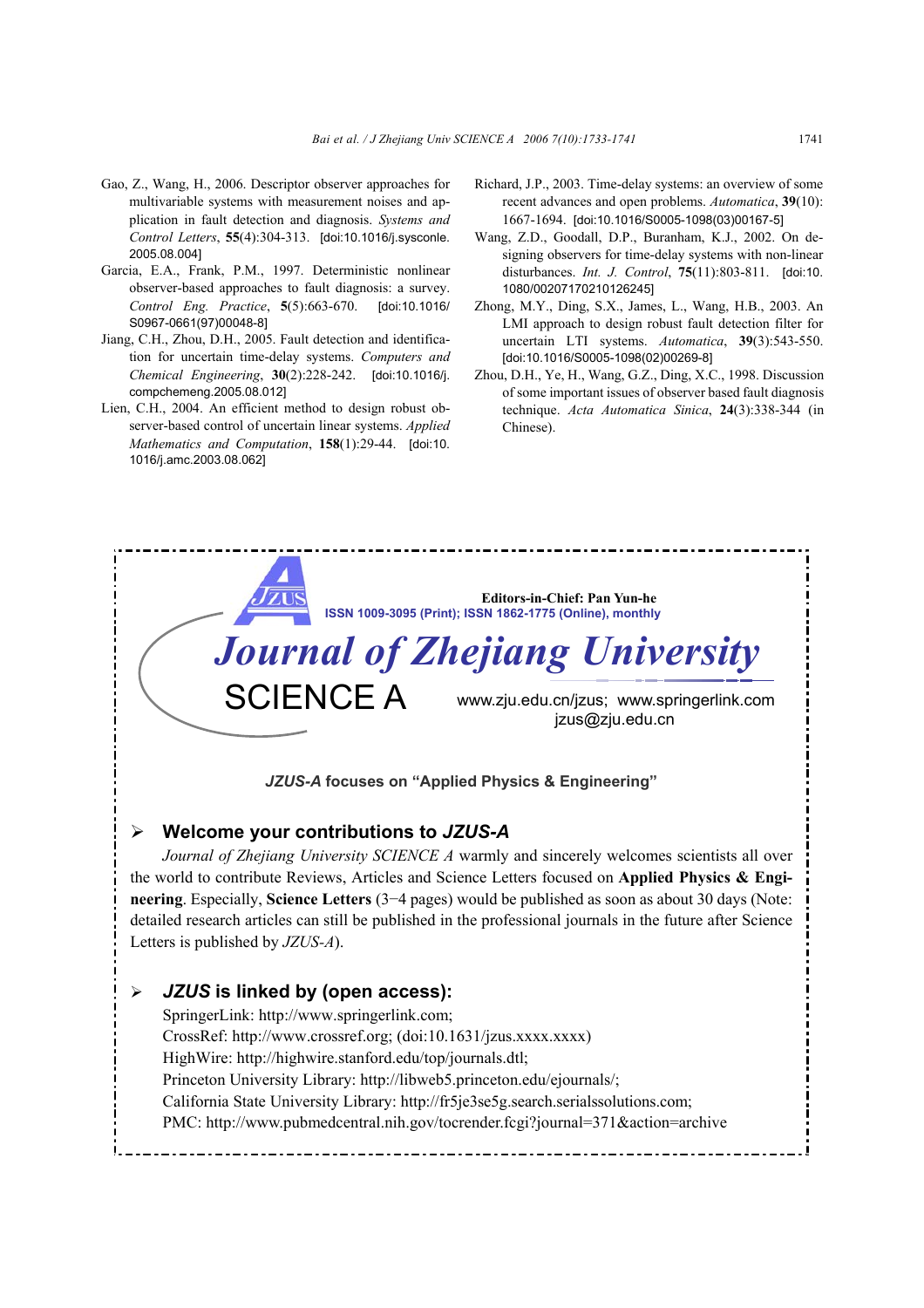Gao, Z., Wang, H., 2006. Descriptor observer approaches for multivariable systems with measurement noises and application in fault detection and diagnosis. *Systems and Control Letters*, **55**(4):304-313. [doi:10.1016/j.sysconle.2005.08.004]

Garcia, E.A., Frank, P.M., 1997. Deterministic nonlinear observer-based approaches to fault diagnosis: a survey. *Control Eng. Practice*, **5**(5):663-670. [doi:10.1016/S0967-0661(97)00048-8]

Jiang, C.H., Zhou, D.H., 2005. Fault detection and identification for uncertain time-delay systems. *Computers and Chemical Engineering*, **30**(2):228-242. [doi:10.1016/j.compchemeng.2005.08.012]

Lien, C.H., 2004. An efficient method to design robust observer-based control of uncertain linear systems. *Applied Mathematics and Computation*, **158**(1):29-44. [doi:10.1016/j.amc.2003.08.062]

Richard, J.P., 2003. Time-delay systems: an overview of some recent advances and open problems. *Automatica*, **39**(10):1667-1694. [doi:10.1016/S0005-1098(03)00167-5]

Wang, Z.D., Goodall, D.P., Buranham, K.J., 2002. On designing observers for time-delay systems with non-linear disturbances. *Int. J. Control*, **75**(11):803-811. [doi:10.1080/00207170210126245]

Zhong, M.Y., Ding, S.X., James, L., Wang, H.B., 2003. An LMI approach to design robust fault detection filter for uncertain LTI systems. *Automatica*, **39**(3):543-550. [doi:10.1016/S0005-1098(02)00269-8]

Zhou, D.H., Ye, H., Wang, G.Z., Ding, X.C., 1998. Discussion of some important issues of observer based fault diagnosis technique. *Acta Automatica Sinica*, **24**(3):338-344 (in Chinese).

---

**Editors-in-Chief: Pan Yun-he**

ISSN 1009-3095 (Print); ISSN 1862-1775 (Online), monthly

# *Journal of Zhejiang University* SCIENCE A

www.zju.edu.cn/jzus; www.springerlink.com

jzus@zju.edu.cn

***JZUS-A*** **focuses on "Applied Physics & Engineering"**

## ➢ Welcome your contributions to *JZUS-A*

*Journal of Zhejiang University SCIENCE A* warmly and sincerely welcomes scientists all over the world to contribute Reviews, Articles and Science Letters focused on **Applied Physics & Engineering**. Especially, **Science Letters** (3−4 pages) would be published as soon as about 30 days (Note: detailed research articles can still be published in the professional journals in the future after Science Letters is published by *JZUS-A*).

## ➢ *JZUS* is linked by (open access):

SpringerLink: http://www.springerlink.com;
CrossRef: http://www.crossref.org; (doi:10.1631/jzus.xxxx.xxxx)
HighWire: http://highwire.stanford.edu/top/journals.dtl;
Princeton University Library: http://libweb5.princeton.edu/ejournals/;
California State University Library: http://fr5je3se5g.search.serialssolutions.com;
PMC: http://www.pubmedcentral.nih.gov/tocrender.fcgi?journal=371&action=archive